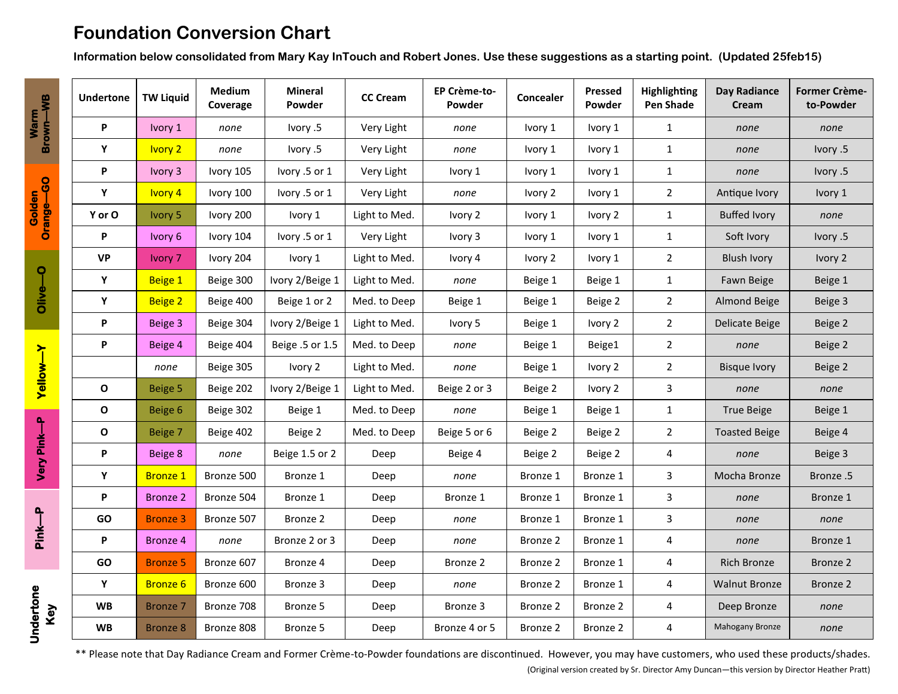# Foundation Conversion Chart

**Information below consolidated from Mary Kay InTouch and Robert Jones. Use these suggestions as a starting point. (Updated 25feb15)**

| Undertone | TW Liquid | Medium Coverage | Mineral Powder | CC Cream | EP Crème-to-Powder | Concealer | Pressed Powder | Highlighting Pen Shade | Day Radiance Cream | Former Crème-to-Powder |
|---|---|---|---|---|---|---|---|---|---|---|
| P | Ivory 1 | *none* | Ivory .5 | Very Light | *none* | Ivory 1 | Ivory 1 | 1 | *none* | *none* |
| Y | Ivory 2 | *none* | Ivory .5 | Very Light | *none* | Ivory 1 | Ivory 1 | 1 | *none* | Ivory .5 |
| P | Ivory 3 | Ivory 105 | Ivory .5 or 1 | Very Light | Ivory 1 | Ivory 1 | Ivory 1 | 1 | *none* | Ivory .5 |
| Y | Ivory 4 | Ivory 100 | Ivory .5 or 1 | Very Light | *none* | Ivory 2 | Ivory 1 | 2 | Antique Ivory | Ivory 1 |
| Y or O | Ivory 5 | Ivory 200 | Ivory 1 | Light to Med. | Ivory 2 | Ivory 1 | Ivory 2 | 1 | Buffed Ivory | *none* |
| P | Ivory 6 | Ivory 104 | Ivory .5 or 1 | Very Light | Ivory 3 | Ivory 1 | Ivory 1 | 1 | Soft Ivory | Ivory .5 |
| VP | Ivory 7 | Ivory 204 | Ivory 1 | Light to Med. | Ivory 4 | Ivory 2 | Ivory 1 | 2 | Blush Ivory | Ivory 2 |
| Y | Beige 1 | Beige 300 | Ivory 2/Beige 1 | Light to Med. | *none* | Beige 1 | Beige 1 | 1 | Fawn Beige | Beige 1 |
| Y | Beige 2 | Beige 400 | Beige 1 or 2 | Med. to Deep | Beige 1 | Beige 1 | Beige 2 | 2 | Almond Beige | Beige 3 |
| P | Beige 3 | Beige 304 | Ivory 2/Beige 1 | Light to Med. | Ivory 5 | Beige 1 | Ivory 2 | 2 | Delicate Beige | Beige 2 |
| P | Beige 4 | Beige 404 | Beige .5 or 1.5 | Med. to Deep | *none* | Beige 1 | Beige1 | 2 | *none* | Beige 2 |
| | *none* | Beige 305 | Ivory 2 | Light to Med. | *none* | Beige 1 | Ivory 2 | 2 | Bisque Ivory | Beige 2 |
| O | Beige 5 | Beige 202 | Ivory 2/Beige 1 | Light to Med. | Beige 2 or 3 | Beige 2 | Ivory 2 | 3 | *none* | *none* |
| O | Beige 6 | Beige 302 | Beige 1 | Med. to Deep | *none* | Beige 1 | Beige 1 | 1 | True Beige | Beige 1 |
| O | Beige 7 | Beige 402 | Beige 2 | Med. to Deep | Beige 5 or 6 | Beige 2 | Beige 2 | 2 | Toasted Beige | Beige 4 |
| P | Beige 8 | *none* | Beige 1.5 or 2 | Deep | Beige 4 | Beige 2 | Beige 2 | 4 | *none* | Beige 3 |
| Y | Bronze 1 | Bronze 500 | Bronze 1 | Deep | *none* | Bronze 1 | Bronze 1 | 3 | Mocha Bronze | Bronze .5 |
| P | Bronze 2 | Bronze 504 | Bronze 1 | Deep | Bronze 1 | Bronze 1 | Bronze 1 | 3 | *none* | Bronze 1 |
| GO | Bronze 3 | Bronze 507 | Bronze 2 | Deep | *none* | Bronze 1 | Bronze 1 | 3 | *none* | *none* |
| P | Bronze 4 | *none* | Bronze 2 or 3 | Deep | *none* | Bronze 2 | Bronze 1 | 4 | *none* | Bronze 1 |
| GO | Bronze 5 | Bronze 607 | Bronze 4 | Deep | Bronze 2 | Bronze 2 | Bronze 1 | 4 | Rich Bronze | Bronze 2 |
| Y | Bronze 6 | Bronze 600 | Bronze 3 | Deep | *none* | Bronze 2 | Bronze 1 | 4 | Walnut Bronze | Bronze 2 |
| WB | Bronze 7 | Bronze 708 | Bronze 5 | Deep | Bronze 3 | Bronze 2 | Bronze 2 | 4 | Deep Bronze | *none* |
| WB | Bronze 8 | Bronze 808 | Bronze 5 | Deep | Bronze 4 or 5 | Bronze 2 | Bronze 2 | 4 | Mahogany Bronze | *none* |

**Undertone Key**
- Warm Brown—WB
- Golden Orange—GO
- Olive—O
- Yellow—Y
- Very Pink—P
- Pink—P

** Please note that Day Radiance Cream and Former Crème-to-Powder foundations are discontinued. However, you may have customers, who used these products/shades.

(Original version created by Sr. Director Amy Duncan—this version by Director Heather Pratt)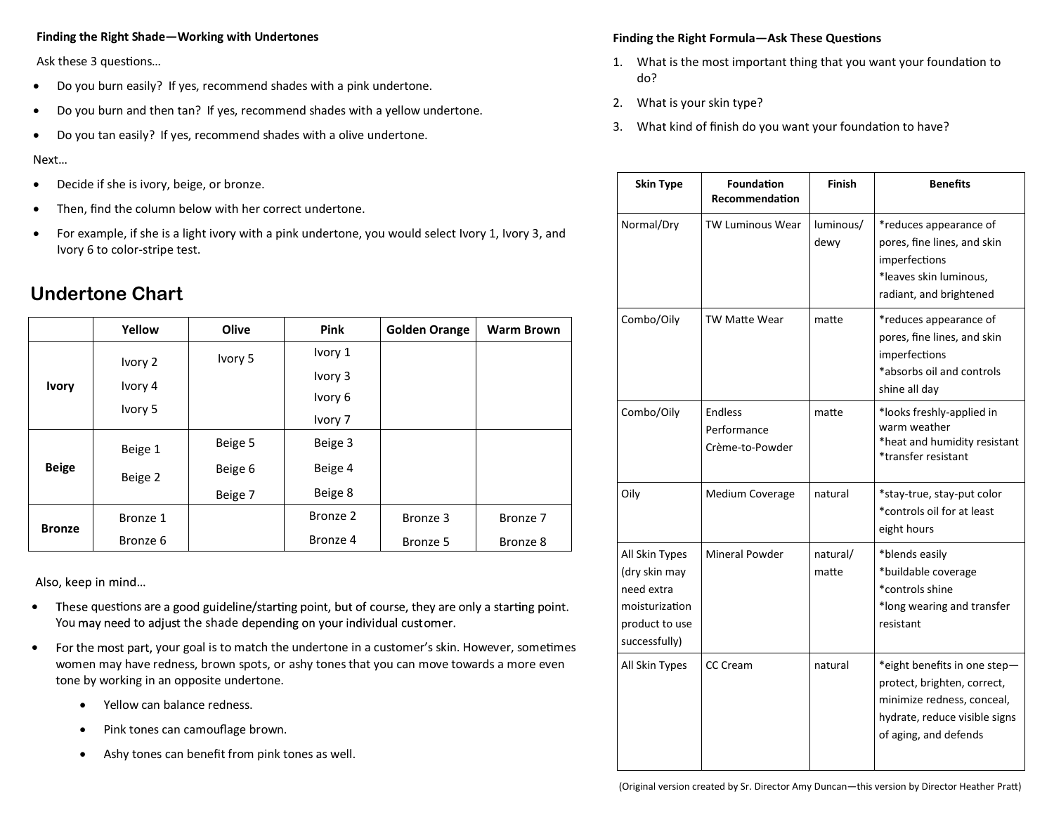**Finding the Right Shade—Working with Undertones**

Ask these 3 questions…

- Do you burn easily? If yes, recommend shades with a pink undertone.
- Do you burn and then tan? If yes, recommend shades with a yellow undertone.
- Do you tan easily? If yes, recommend shades with a olive undertone.

Next…

- Decide if she is ivory, beige, or bronze.
- Then, find the column below with her correct undertone.
- For example, if she is a light ivory with a pink undertone, you would select Ivory 1, Ivory 3, and Ivory 6 to color-stripe test.

## Undertone Chart

| | Yellow | Olive | Pink | Golden Orange | Warm Brown |
|---|---|---|---|---|---|
| **Ivory** | Ivory 2<br>Ivory 4<br>Ivory 5 | Ivory 5 | Ivory 1<br>Ivory 3<br>Ivory 6<br>Ivory 7 | | |
| **Beige** | Beige 1<br>Beige 2 | Beige 5<br>Beige 6<br>Beige 7 | Beige 3<br>Beige 4<br>Beige 8 | | |
| **Bronze** | Bronze 1<br>Bronze 6 | | Bronze 2<br>Bronze 4 | Bronze 3<br>Bronze 5 | Bronze 7<br>Bronze 8 |

Also, keep in mind…

- These questions are a good guideline/starting point, but of course, they are only a starting point. You may need to adjust the shade depending on your individual customer.
- For the most part, your goal is to match the undertone in a customer's skin. However, sometimes women may have redness, brown spots, or ashy tones that you can move towards a more even tone by working in an opposite undertone.
    - Yellow can balance redness.
    - Pink tones can camouflage brown.
    - Ashy tones can benefit from pink tones as well.

**Finding the Right Formula—Ask These Questions**

1. What is the most important thing that you want your foundation to do?
2. What is your skin type?
3. What kind of finish do you want your foundation to have?

| Skin Type | Foundation Recommendation | Finish | Benefits |
|---|---|---|---|
| Normal/Dry | TW Luminous Wear | luminous/ dewy | *reduces appearance of pores, fine lines, and skin imperfections<br>*leaves skin luminous, radiant, and brightened |
| Combo/Oily | TW Matte Wear | matte | *reduces appearance of pores, fine lines, and skin imperfections<br>*absorbs oil and controls shine all day |
| Combo/Oily | Endless Performance Crème-to-Powder | matte | *looks freshly-applied in warm weather<br>*heat and humidity resistant<br>*transfer resistant |
| Oily | Medium Coverage | natural | *stay-true, stay-put color<br>*controls oil for at least eight hours |
| All Skin Types (dry skin may need extra moisturization product to use successfully) | Mineral Powder | natural/ matte | *blends easily<br>*buildable coverage<br>*controls shine<br>*long wearing and transfer resistant |
| All Skin Types | CC Cream | natural | *eight benefits in one step—protect, brighten, correct, minimize redness, conceal, hydrate, reduce visible signs of aging, and defends |

(Original version created by Sr. Director Amy Duncan—this version by Director Heather Pratt)